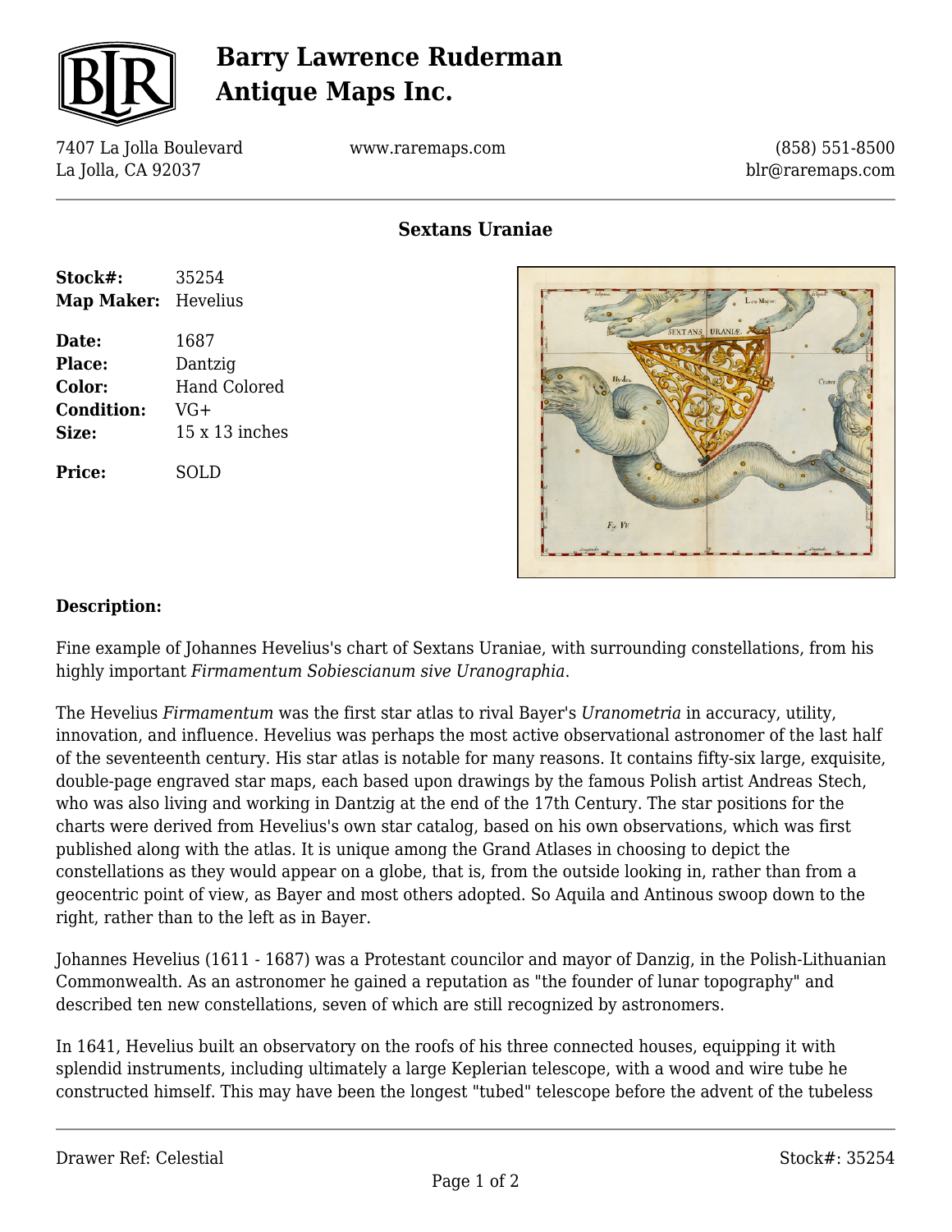# Barry Lawrence Ruderman Antique Maps Inc.

7407 La Jolla Boulevard
La Jolla, CA 92037

www.raremaps.com

(858) 551-8500
blr@raremaps.com

## Sextans Uraniae

| | |
|---|---|
| **Stock#:** | 35254 |
| **Map Maker:** | Hevelius |
| **Date:** | 1687 |
| **Place:** | Dantzig |
| **Color:** | Hand Colored |
| **Condition:** | VG+ |
| **Size:** | 15 x 13 inches |
| **Price:** | SOLD |

### Description:

Fine example of Johannes Hevelius's chart of Sextans Uraniae, with surrounding constellations, from his highly important *Firmamentum Sobiescianum sive Uranographia*.

The Hevelius *Firmamentum* was the first star atlas to rival Bayer's *Uranometria* in accuracy, utility, innovation, and influence. Hevelius was perhaps the most active observational astronomer of the last half of the seventeenth century. His star atlas is notable for many reasons. It contains fifty-six large, exquisite, double-page engraved star maps, each based upon drawings by the famous Polish artist Andreas Stech, who was also living and working in Dantzig at the end of the 17th Century. The star positions for the charts were derived from Hevelius's own star catalog, based on his own observations, which was first published along with the atlas. It is unique among the Grand Atlases in choosing to depict the constellations as they would appear on a globe, that is, from the outside looking in, rather than from a geocentric point of view, as Bayer and most others adopted. So Aquila and Antinous swoop down to the right, rather than to the left as in Bayer.

Johannes Hevelius (1611 - 1687) was a Protestant councilor and mayor of Danzig, in the Polish-Lithuanian Commonwealth. As an astronomer he gained a reputation as "the founder of lunar topography" and described ten new constellations, seven of which are still recognized by astronomers.

In 1641, Hevelius built an observatory on the roofs of his three connected houses, equipping it with splendid instruments, including ultimately a large Keplerian telescope, with a wood and wire tube he constructed himself. This may have been the longest "tubed" telescope before the advent of the tubeless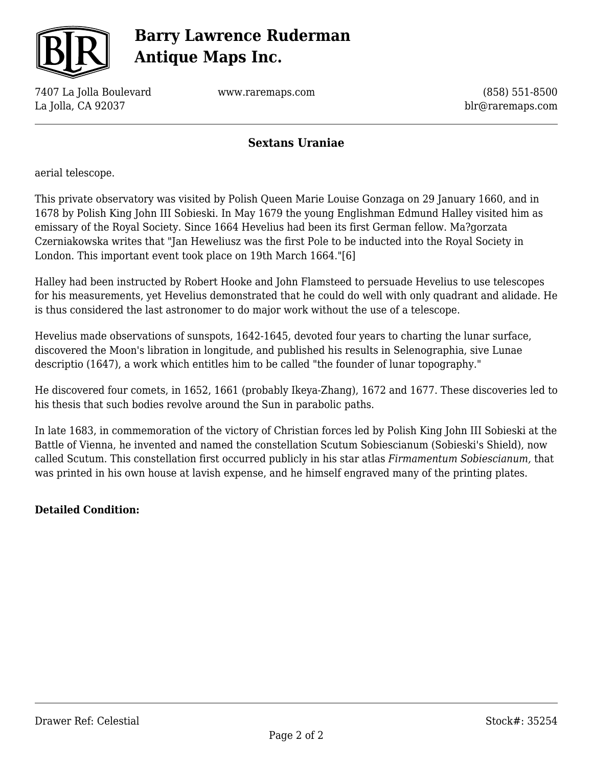## Sextans Uraniae

aerial telescope.

This private observatory was visited by Polish Queen Marie Louise Gonzaga on 29 January 1660, and in 1678 by Polish King John III Sobieski. In May 1679 the young Englishman Edmund Halley visited him as emissary of the Royal Society. Since 1664 Hevelius had been its first German fellow. Ma?gorzata Czerniakowska writes that "Jan Heweliusz was the first Pole to be inducted into the Royal Society in London. This important event took place on 19th March 1664."[6]

Halley had been instructed by Robert Hooke and John Flamsteed to persuade Hevelius to use telescopes for his measurements, yet Hevelius demonstrated that he could do well with only quadrant and alidade. He is thus considered the last astronomer to do major work without the use of a telescope.

Hevelius made observations of sunspots, 1642-1645, devoted four years to charting the lunar surface, discovered the Moon's libration in longitude, and published his results in Selenographia, sive Lunae descriptio (1647), a work which entitles him to be called "the founder of lunar topography."

He discovered four comets, in 1652, 1661 (probably Ikeya-Zhang), 1672 and 1677. These discoveries led to his thesis that such bodies revolve around the Sun in parabolic paths.

In late 1683, in commemoration of the victory of Christian forces led by Polish King John III Sobieski at the Battle of Vienna, he invented and named the constellation Scutum Sobiescianum (Sobieski's Shield), now called Scutum. This constellation first occurred publicly in his star atlas *Firmamentum Sobiescianum,* that was printed in his own house at lavish expense, and he himself engraved many of the printing plates.

**Detailed Condition:**

Drawer Ref: Celestial

Stock#: 35254